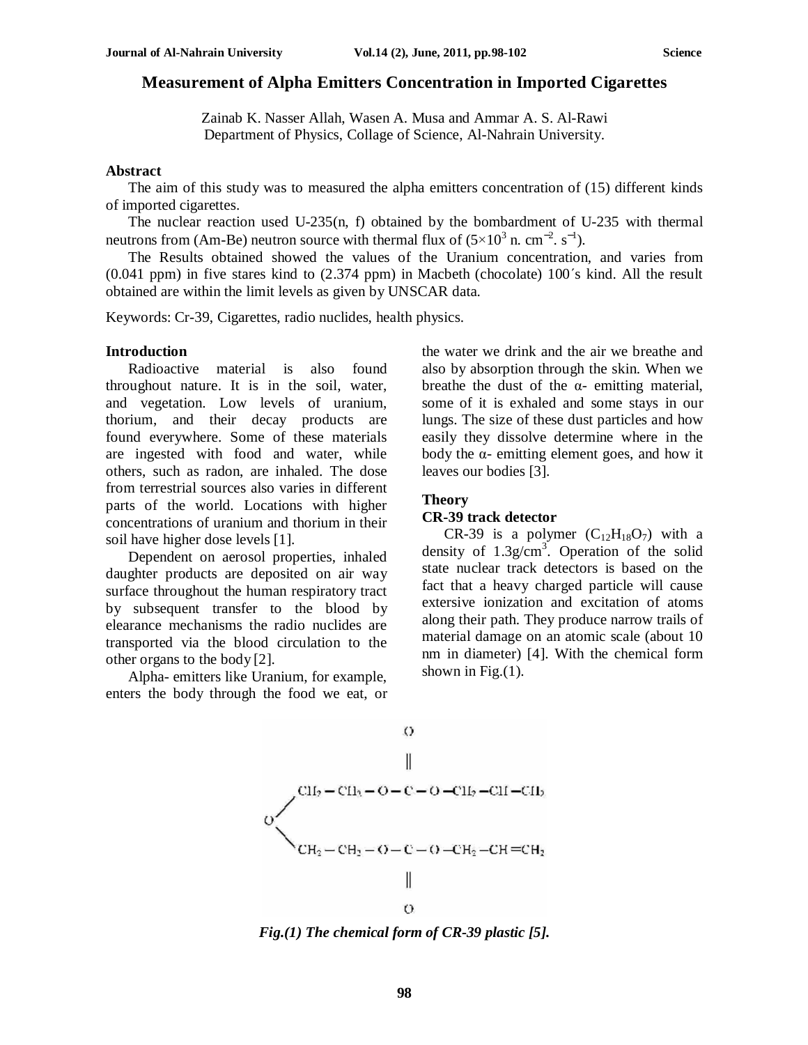# Measurement of Alpha Emitters Concentration in Imported Cigarettes

Zainab K. Nasser Allah, Wasen A. Musa and Ammar A. S. Al-Rawi
Department of Physics, Collage of Science, Al-Nahrain University.

## Abstract

The aim of this study was to measured the alpha emitters concentration of (15) different kinds of imported cigarettes.

The nuclear reaction used U-235(n, f) obtained by the bombardment of U-235 with thermal neutrons from (Am-Be) neutron source with thermal flux of ($5\times10^3$ n. $cm^{-2}$. $s^{-1}$).

The Results obtained showed the values of the Uranium concentration, and varies from (0.041 ppm) in five stares kind to (2.374 ppm) in Macbeth (chocolate) 100´s kind. All the result obtained are within the limit levels as given by UNSCAR data.

Keywords: Cr-39, Cigarettes, radio nuclides, health physics.

## Introduction

Radioactive material is also found throughout nature. It is in the soil, water, and vegetation. Low levels of uranium, thorium, and their decay products are found everywhere. Some of these materials are ingested with food and water, while others, such as radon, are inhaled. The dose from terrestrial sources also varies in different parts of the world. Locations with higher concentrations of uranium and thorium in their soil have higher dose levels [1].

Dependent on aerosol properties, inhaled daughter products are deposited on air way surface throughout the human respiratory tract by subsequent transfer to the blood by elearance mechanisms the radio nuclides are transported via the blood circulation to the other organs to the body [2].

Alpha- emitters like Uranium, for example, enters the body through the food we eat, or the water we drink and the air we breathe and also by absorption through the skin. When we breathe the dust of the α- emitting material, some of it is exhaled and some stays in our lungs. The size of these dust particles and how easily they dissolve determine where in the body the α- emitting element goes, and how it leaves our bodies [3].

## Theory

### CR-39 track detector

CR-39 is a polymer ($C_{12}H_{18}O_7$) with a density of 1.3g/$cm^3$. Operation of the solid state nuclear track detectors is based on the fact that a heavy charged particle will cause extersive ionization and excitation of atoms along their path. They produce narrow trails of material damage on an atomic scale (about 10 nm in diameter) [4]. With the chemical form shown in Fig.(1).

```
                         O
                         ‖
     CH2 — CH2 — O — C — O — CH2 — CH — CH2
    /
  O
    \
     CH2 — CH2 — O — C — O — CH2 — CH = CH2
                         ‖
                         O
```

*Fig.(1) The chemical form of CR-39 plastic [5].*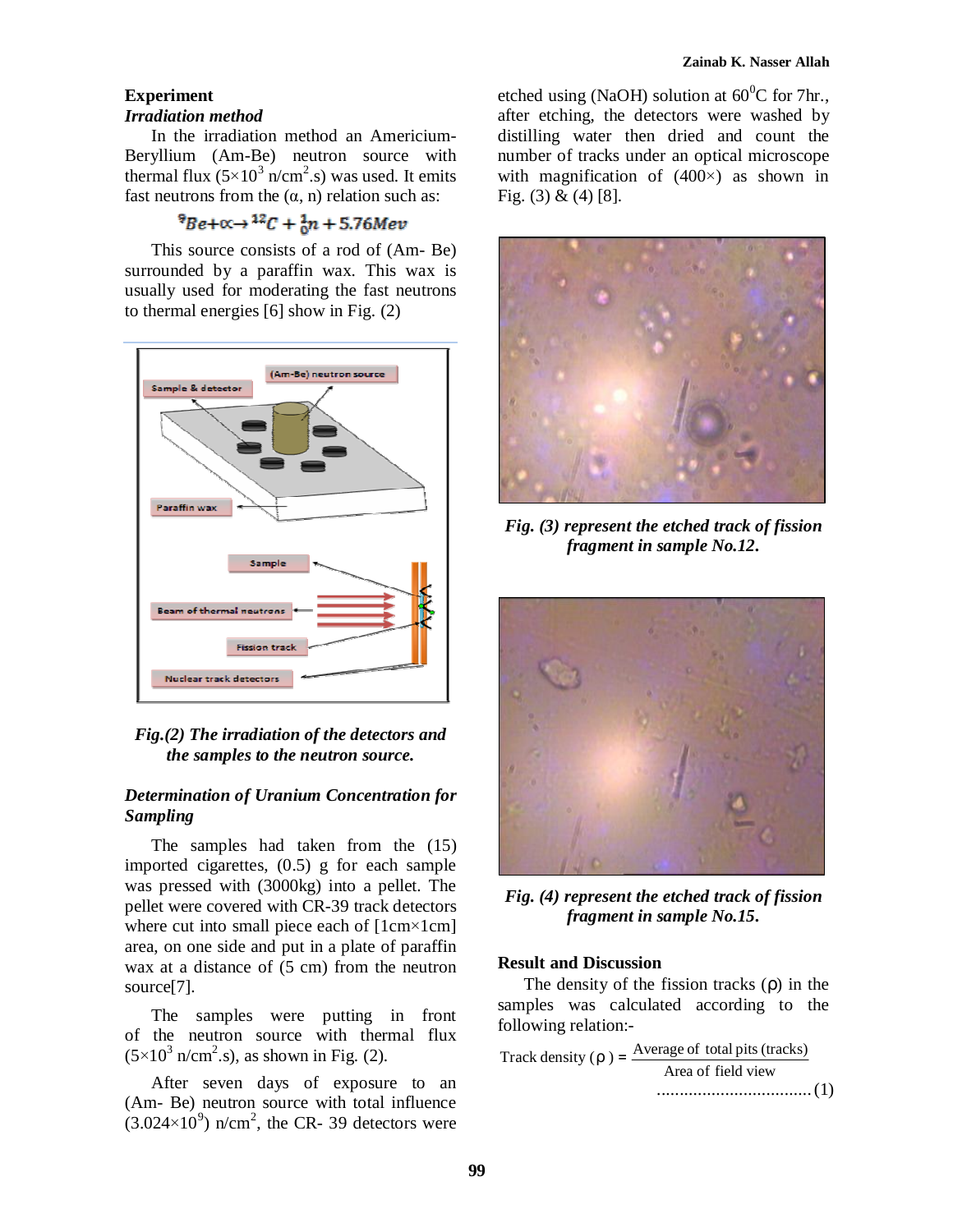## Experiment

### *Irradiation method*

In the irradiation method an Americium-Beryllium (Am-Be) neutron source with thermal flux ($5\times10^{3}$ n/cm$^{2}$.s) was used. It emits fast neutrons from the ($\alpha$, n) relation such as:

$$^{9}Be + \alpha \rightarrow {}^{12}C + {}^{1}_{0}n + 5.76 Mev$$

This source consists of a rod of (Am- Be) surrounded by a paraffin wax. This wax is usually used for moderating the fast neutrons to thermal energies [6] show in Fig. (2)

*Fig.(2) The irradiation of the detectors and the samples to the neutron source.*

### *Determination of Uranium Concentration for Sampling*

The samples had taken from the (15) imported cigarettes, (0.5) g for each sample was pressed with (3000kg) into a pellet. The pellet were covered with CR-39 track detectors where cut into small piece each of [1cm×1cm] area, on one side and put in a plate of paraffin wax at a distance of (5 cm) from the neutron source[7].

The samples were putting in front of the neutron source with thermal flux ($5\times10^{3}$ n/cm$^{2}$.s), as shown in Fig. (2).

After seven days of exposure to an (Am- Be) neutron source with total influence ($3.024\times10^{9}$) n/cm$^{2}$, the CR- 39 detectors were etched using (NaOH) solution at 60$^{0}$C for 7hr., after etching, the detectors were washed by distilling water then dried and count the number of tracks under an optical microscope with magnification of (400×) as shown in Fig. (3) & (4) [8].

*Fig. (3) represent the etched track of fission fragment in sample No.12.*

*Fig. (4) represent the etched track of fission fragment in sample No.15.*

## Result and Discussion

The density of the fission tracks ($\rho$) in the samples was calculated according to the following relation:-

$$\text{Track density } (\rho) = \frac{\text{Average of total pits (tracks)}}{\text{Area of field view}} \quad \text{.................................(1)}$$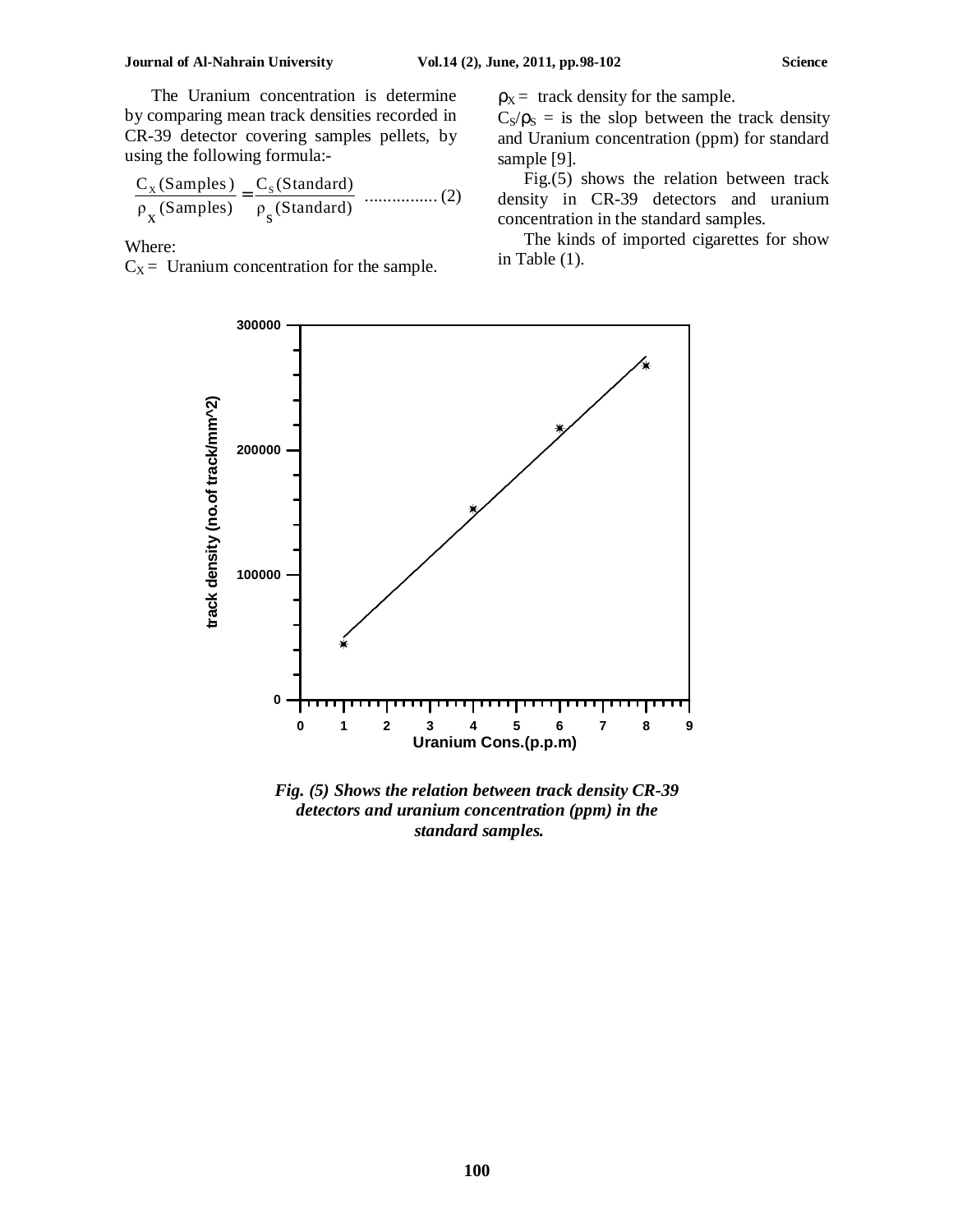The Uranium concentration is determine by comparing mean track densities recorded in CR-39 detector covering samples pellets, by using the following formula:-

$$\frac{C_X\,(\text{Samples})}{\rho_X\,(\text{Samples})} = \frac{C_S\,(\text{Standard})}{\rho_S\,(\text{Standard})} \quad ................\,(2)$$

Where:

$C_X$ = Uranium concentration for the sample.

$\rho_X$ = track density for the sample.

$C_S/\rho_S$ = is the slop between the track density and Uranium concentration (ppm) for standard sample [9].

Fig.(5) shows the relation between track density in CR-39 detectors and uranium concentration in the standard samples.

The kinds of imported cigarettes for show in Table (1).

*Fig. (5) Shows the relation between track density CR-39 detectors and uranium concentration (ppm) in the standard samples.*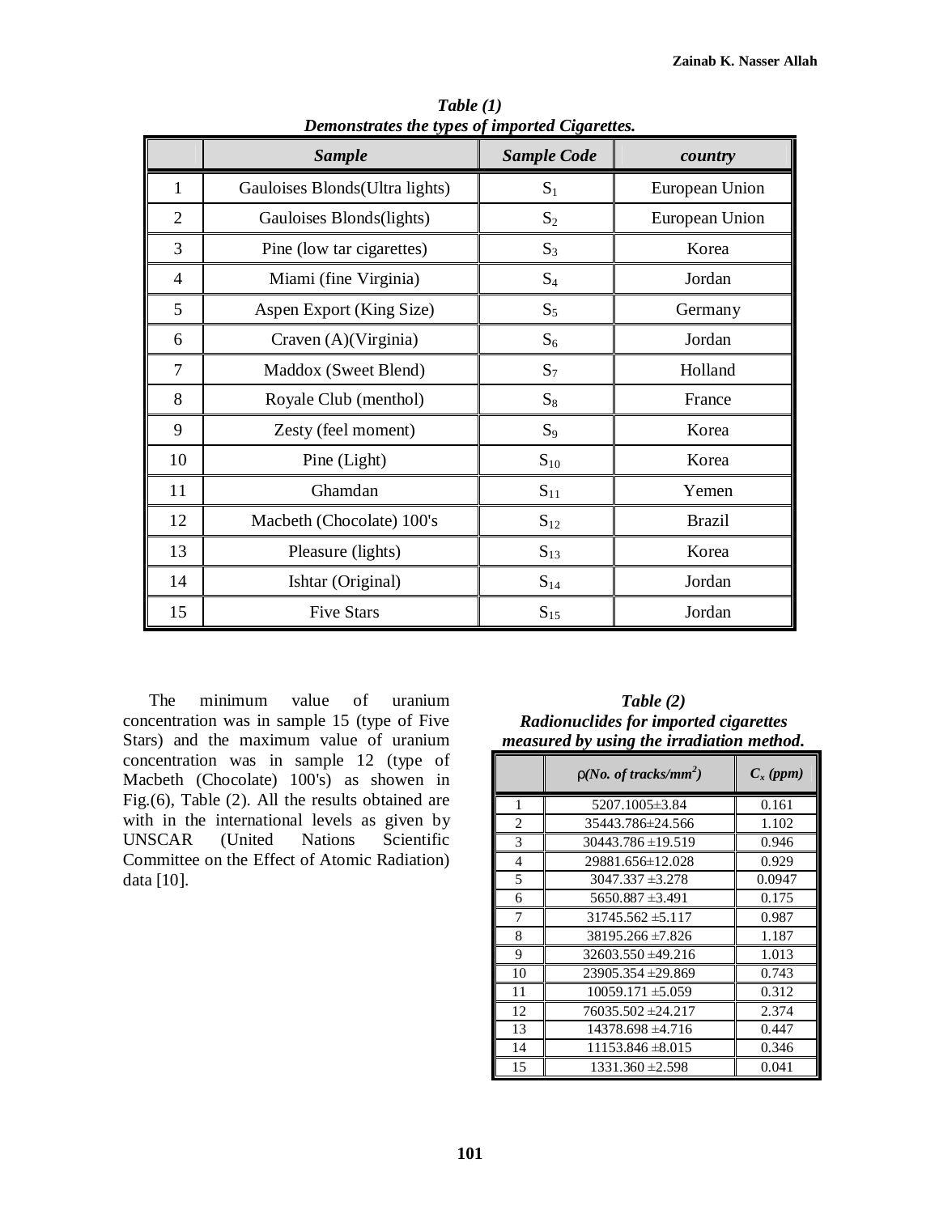***Table (1)***
***Demonstrates the types of imported Cigarettes.***

| | *Sample* | *Sample Code* | *country* |
|---|---|---|---|
| 1 | Gauloises Blonds(Ultra lights) | $S_1$ | European Union |
| 2 | Gauloises Blonds(lights) | $S_2$ | European Union |
| 3 | Pine (low tar cigarettes) | $S_3$ | Korea |
| 4 | Miami (fine Virginia) | $S_4$ | Jordan |
| 5 | Aspen Export (King Size) | $S_5$ | Germany |
| 6 | Craven (A)(Virginia) | $S_6$ | Jordan |
| 7 | Maddox (Sweet Blend) | $S_7$ | Holland |
| 8 | Royale Club (menthol) | $S_8$ | France |
| 9 | Zesty (feel moment) | $S_9$ | Korea |
| 10 | Pine (Light) | $S_{10}$ | Korea |
| 11 | Ghamdan | $S_{11}$ | Yemen |
| 12 | Macbeth (Chocolate) 100's | $S_{12}$ | Brazil |
| 13 | Pleasure (lights) | $S_{13}$ | Korea |
| 14 | Ishtar (Original) | $S_{14}$ | Jordan |
| 15 | Five Stars | $S_{15}$ | Jordan |

The minimum value of uranium concentration was in sample 15 (type of Five Stars) and the maximum value of uranium concentration was in sample 12 (type of Macbeth (Chocolate) 100's) as showen in Fig.(6), Table (2). All the results obtained are with in the international levels as given by UNSCAR (United Nations Scientific Committee on the Effect of Atomic Radiation) data [10].

***Table (2)***
***Radionuclides for imported cigarettes measured by using the irradiation method.***

| | *ρ(No. of tracks/mm$^2$)* | *$C_x$ (ppm)* |
|---|---|---|
| 1 | 5207.1005±3.84 | 0.161 |
| 2 | 35443.786±24.566 | 1.102 |
| 3 | 30443.786 ±19.519 | 0.946 |
| 4 | 29881.656±12.028 | 0.929 |
| 5 | 3047.337 ±3.278 | 0.0947 |
| 6 | 5650.887 ±3.491 | 0.175 |
| 7 | 31745.562 ±5.117 | 0.987 |
| 8 | 38195.266 ±7.826 | 1.187 |
| 9 | 32603.550 ±49.216 | 1.013 |
| 10 | 23905.354 ±29.869 | 0.743 |
| 11 | 10059.171 ±5.059 | 0.312 |
| 12 | 76035.502 ±24.217 | 2.374 |
| 13 | 14378.698 ±4.716 | 0.447 |
| 14 | 11153.846 ±8.015 | 0.346 |
| 15 | 1331.360 ±2.598 | 0.041 |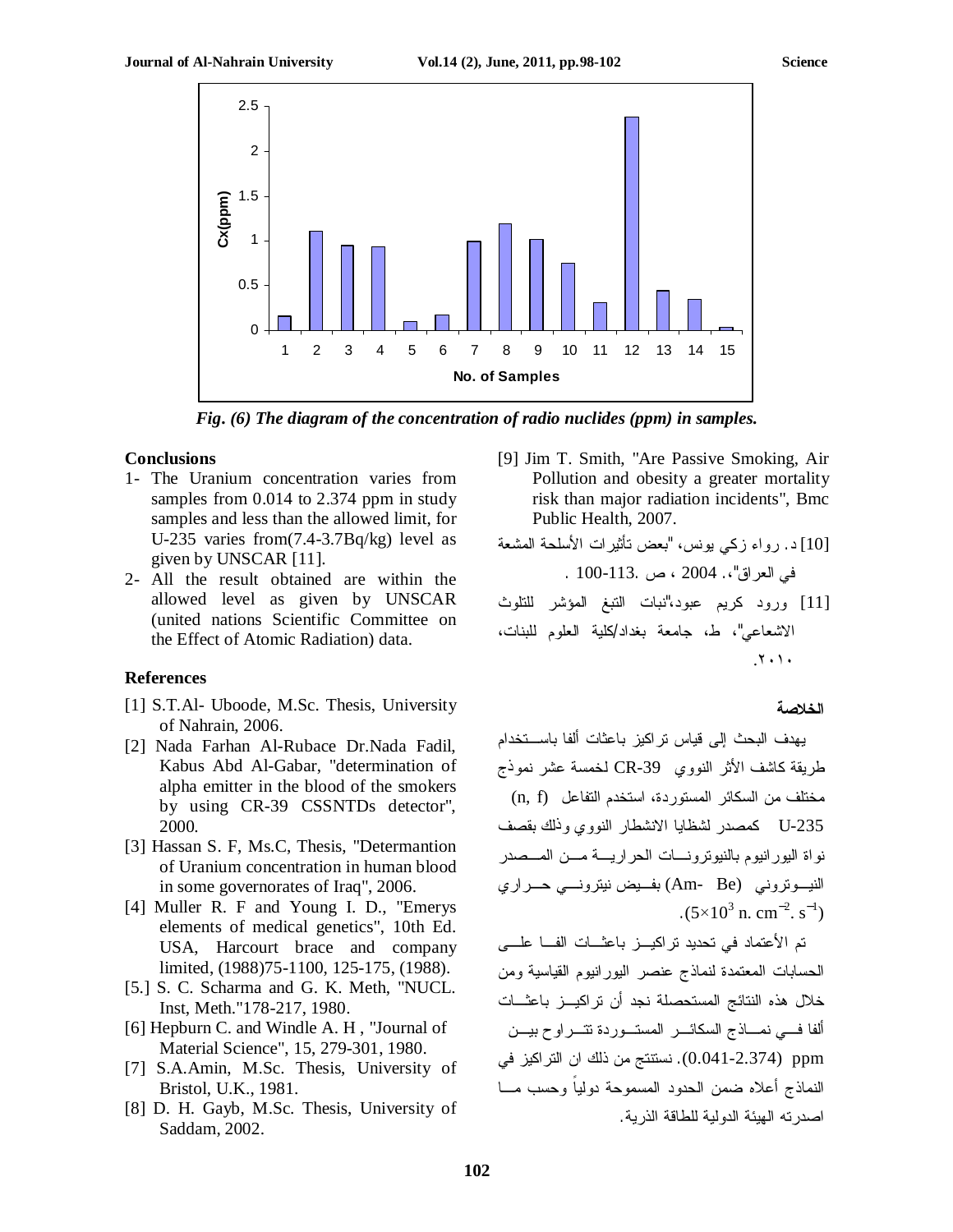2.5
2
1.5
1
0.5
0
Cx(ppm)
1 2 3 4 5 6 7 8 9 10 11 12 13 14 15
No. of Samples

*Fig. (6) The diagram of the concentration of radio nuclides (ppm) in samples.*

## Conclusions

1- The Uranium concentration varies from samples from 0.014 to 2.374 ppm in study samples and less than the allowed limit, for U-235 varies from(7.4-3.7Bq/kg) level as given by UNSCAR [11].

2- All the result obtained are within the allowed level as given by UNSCAR (united nations Scientific Committee on the Effect of Atomic Radiation) data.

## References

[1] S.T.Al- Uboode, M.Sc. Thesis, University of Nahrain, 2006.

[2] Nada Farhan Al-Rubace Dr.Nada Fadil, Kabus Abd Al-Gabar, "determination of alpha emitter in the blood of the smokers by using CR-39 CSSNTDs detector", 2000.

[3] Hassan S. F, Ms.C, Thesis, "Determantion of Uranium concentration in human blood in some governorates of Iraq", 2006.

[4] Muller R. F and Young I. D., "Emerys elements of medical genetics", 10th Ed. USA, Harcourt brace and company limited, (1988)75-1100, 125-175, (1988).

[5.] S. C. Scharma and G. K. Meth, "NUCL. Inst, Meth."178-217, 1980.

[6] Hepburn C. and Windle A. H , "Journal of Material Science", 15, 279-301, 1980.

[7] S.A.Amin, M.Sc. Thesis, University of Bristol, U.K., 1981.

[8] D. H. Gayb, M.Sc. Thesis, University of Saddam, 2002.

[9] Jim T. Smith, "Are Passive Smoking, Air Pollution and obesity a greater mortality risk than major radiation incidents", Bmc Public Health, 2007.

[10] د. رواء زكي يونس، "بعض تأثيرات الأسلحة المشعة في العراق"،. 2004 ، ص .113-100 .

[11] ورود كريم عبود،"نبات التبغ المؤشر للتلوث الاشعاعي"، ط، جامعة بغداد/كلية العلوم للبنات، ٢٠١٠.

## الخلاصة

يهدف البحث إلى قياس تراكيز باعثات ألفا باستخدام طريقة كاشف الأثر النووي CR-39 لخمسة عشر نموذج مختلف من السكائر المستوردة، استخدم التفاعل (n, f) U-235 كمصدر لشظايا الانشطار النووي وذلك بقصف نواة اليورانيوم بالنيوترونات الحرارية من المصدر النيوتروني (Am- Be) بفيض نيتروني حراري ($5\times10^3$ n. $cm^{-2}$. $s^{-1}$).

تم الأعتماد في تحديد تراكيز باعثات الفا على الحسابات المعتمدة لنماذج عنصر اليورانيوم القياسية ومن خلال هذه النتائج المستحصلة نجد أن تراكيز باعثات ألفا في نماذج السكائر المستوردة تتراوح بين ppm (0.041-2.374). نستنتج من ذلك ان التراكيز في النماذج أعلاه ضمن الحدود المسموحة دولياً وحسب ما اصدرته الهيئة الدولية للطاقة الذرية.